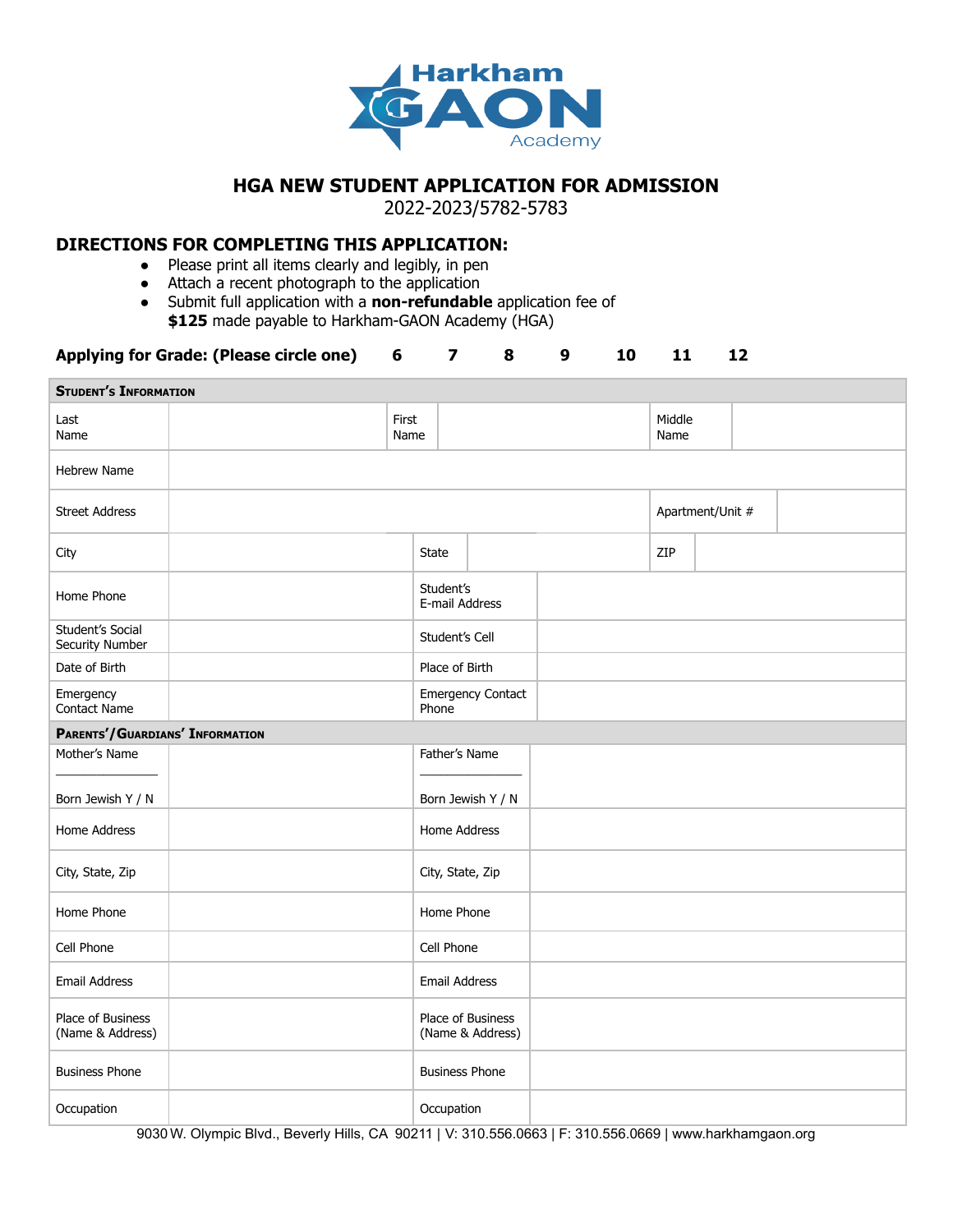Harkham GAON Academy

# HGA NEW STUDENT APPLICATION FOR ADMISSION

2022-2023/5782-5783

## DIRECTIONS FOR COMPLETING THIS APPLICATION:

- Please print all items clearly and legibly, in pen
- Attach a recent photograph to the application
- Submit full application with a **non-refundable** application fee of **$125** made payable to Harkham-GAON Academy (HGA)

**Applying for Grade: (Please circle one)** **6** **7** **8** **9** **10** **11** **12**

| **STUDENT'S INFORMATION** | | | | | |
|---|---|---|---|---|---|
| Last Name | | First Name | | Middle Name | |
| Hebrew Name | | | | | |
| Street Address | | | | Apartment/Unit # | |
| City | | State | | ZIP | |
| Home Phone | | Student's E-mail Address | | | |
| Student's Social Security Number | | Student's Cell | | | |
| Date of Birth | | Place of Birth | | | |
| Emergency Contact Name | | Emergency Contact Phone | | | |

| **PARENTS'/GUARDIANS' INFORMATION** | | | |
|---|---|---|---|
| Mother's Name ______________ Born Jewish Y / N | | Father's Name ______________ Born Jewish Y / N | |
| Home Address | | Home Address | |
| City, State, Zip | | City, State, Zip | |
| Home Phone | | Home Phone | |
| Cell Phone | | Cell Phone | |
| Email Address | | Email Address | |
| Place of Business (Name & Address) | | Place of Business (Name & Address) | |
| Business Phone | | Business Phone | |
| Occupation | | Occupation | |

9030 W. Olympic Blvd., Beverly Hills, CA 90211 | V: 310.556.0663 | F: 310.556.0669 | www.harkhamgaon.org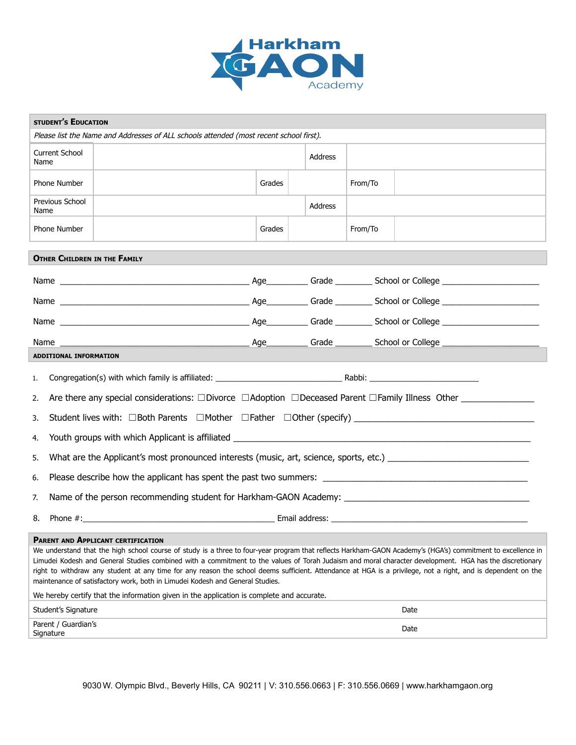# Harkham GAON Academy

## STUDENT'S EDUCATION

*Please list the Name and Addresses of ALL schools attended (most recent school first).*

| | | | | | |
|---|---|---|---|---|---|
| Current School Name | | | | Address | |
| Phone Number | | Grades | | From/To | |
| Previous School Name | | | | Address | |
| Phone Number | | Grades | | From/To | |

## OTHER CHILDREN IN THE FAMILY

Name ________________________________________ Age________ Grade ________ School or College ____________________

Name ________________________________________ Age________ Grade ________ School or College ____________________

Name ________________________________________ Age________ Grade ________ School or College ____________________

Name ________________________________________ Age________ Grade ________ School or College ____________________

## ADDITIONAL INFORMATION

1. Congregation(s) with which family is affiliated: ___________________________ Rabbi: ________________________
2. Are there any special considerations: ☐Divorce ☐Adoption ☐Deceased Parent ☐Family Illness Other _______________
3. Student lives with: ☐Both Parents ☐Mother ☐Father ☐Other (specify) _____________________________________
4. Youth groups with which Applicant is affiliated ______________________________________________________________
5. What are the Applicant's most pronounced interests (music, art, science, sports, etc.) ______________________________
6. Please describe how the applicant has spent the past two summers: ___________________________________________
7. Name of the person recommending student for Harkham-GAON Academy: _____________________________________
8. Phone #:_________________________________________ Email address: ____________________________________________

## PARENT AND APPLICANT CERTIFICATION

We understand that the high school course of study is a three to four-year program that reflects Harkham-GAON Academy's (HGA's) commitment to excellence in Limudei Kodesh and General Studies combined with a commitment to the values of Torah Judaism and moral character development. HGA has the discretionary right to withdraw any student at any time for any reason the school deems sufficient. Attendance at HGA is a privilege, not a right, and is dependent on the maintenance of satisfactory work, both in Limudei Kodesh and General Studies.

We hereby certify that the information given in the application is complete and accurate.

| | | | |
|---|---|---|---|
| Student's Signature | | Date | |
| Parent / Guardian's Signature | | Date | |

9030 W. Olympic Blvd., Beverly Hills, CA 90211 | V: 310.556.0663 | F: 310.556.0669 | www.harkhamgaon.org